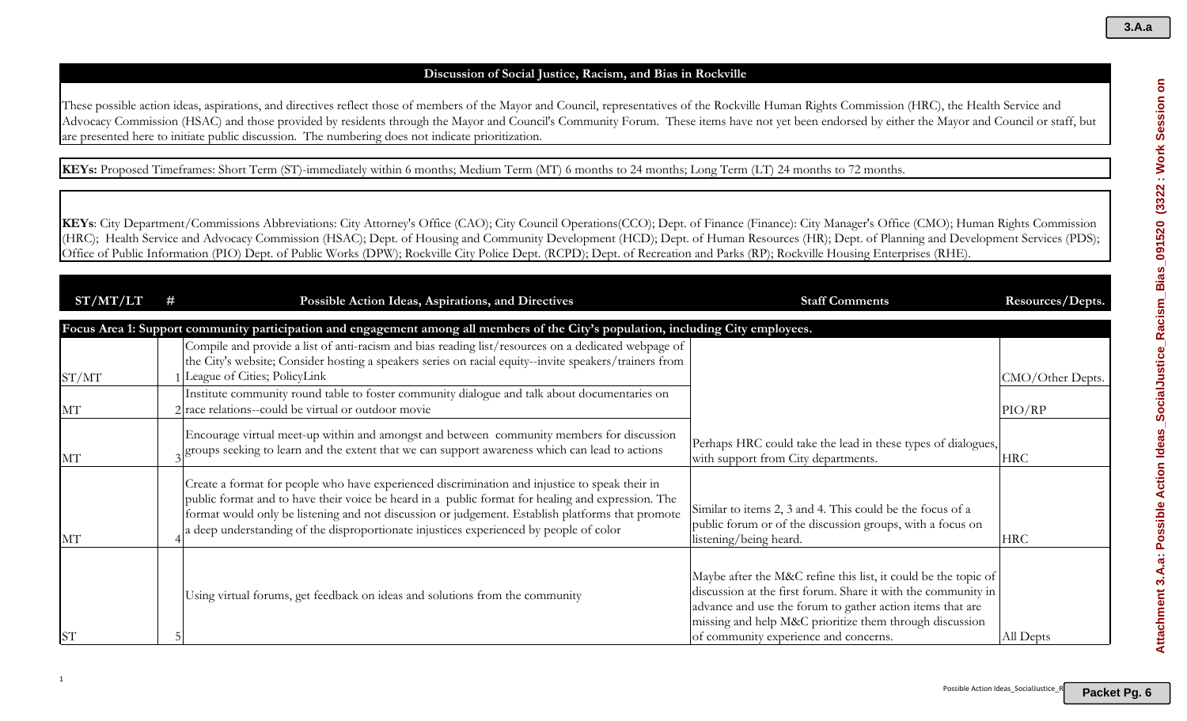## Discussion of Social Justice, Racism, and Bias in Rockville

These possible action ideas, aspirations, and directives reflect those of members of the Mayor and Council, representatives of the Rockville Human Rights Commission (HRC), the Health Service and Advocacy Commission (HSAC) and those provided by residents through the Mayor and Council's Community Forum. These items have not yet been endorsed by either the Mayor and Council or staff, but are presented here to initiate public discussion. The numbering does not indicate prioritization.

**KEYs:** Proposed Timeframes: Short Term (ST)-immediately within 6 months; Medium Term (MT) 6 months to 24 months; Long Term (LT) 24 months to 72 months.

**KEYs**: City Department/Commissions Abbreviations: City Attorney's Office (CAO); City Council Operations(CCO); Dept. of Finance (Finance): City Manager's Office (CMO); Human Rights Commission (HRC); Health Service and Advocacy Commission (HSAC); Dept. of Housing and Community Development (HCD); Dept. of Human Resources (HR); Dept. of Planning and Development Services (PDS); Office of Public Information (PIO) Dept. of Public Works (DPW); Rockville City Police Dept. (RCPD); Dept. of Recreation and Parks (RP); Rockville Housing Enterprises (RHE).

| ST/MT/LT | # | Possible Action Ideas, Aspirations, and Directives | Staff Comments | Resources/Depts. |
|---|---|---|---|---|
| **Focus Area 1: Support community participation and engagement among all members of the City's population, including City employees.** | | | | |
| ST/MT | 1 | Compile and provide a list of anti-racism and bias reading list/resources on a dedicated webpage of the City's website; Consider hosting a speakers series on racial equity--invite speakers/trainers from League of Cities; PolicyLink | | CMO/Other Depts. |
| MT | 2 | Institute community round table to foster community dialogue and talk about documentaries on race relations--could be virtual or outdoor movie | | PIO/RP |
| MT | 3 | Encourage virtual meet-up within and amongst and between community members for discussion groups seeking to learn and the extent that we can support awareness which can lead to actions | Perhaps HRC could take the lead in these types of dialogues, with support from City departments. | HRC |
| MT | 4 | Create a format for people who have experienced discrimination and injustice to speak their in public format and to have their voice be heard in a public format for healing and expression. The format would only be listening and not discussion or judgement. Establish platforms that promote a deep understanding of the disproportionate injustices experienced by people of color | Similar to items 2, 3 and 4. This could be the focus of a public forum or of the discussion groups, with a focus on listening/being heard. | HRC |
| ST | 5 | Using virtual forums, get feedback on ideas and solutions from the community | Maybe after the M&C refine this list, it could be the topic of discussion at the first forum. Share it with the community in advance and use the forum to gather action items that are missing and help M&C prioritize them through discussion of community experience and concerns. | All Depts |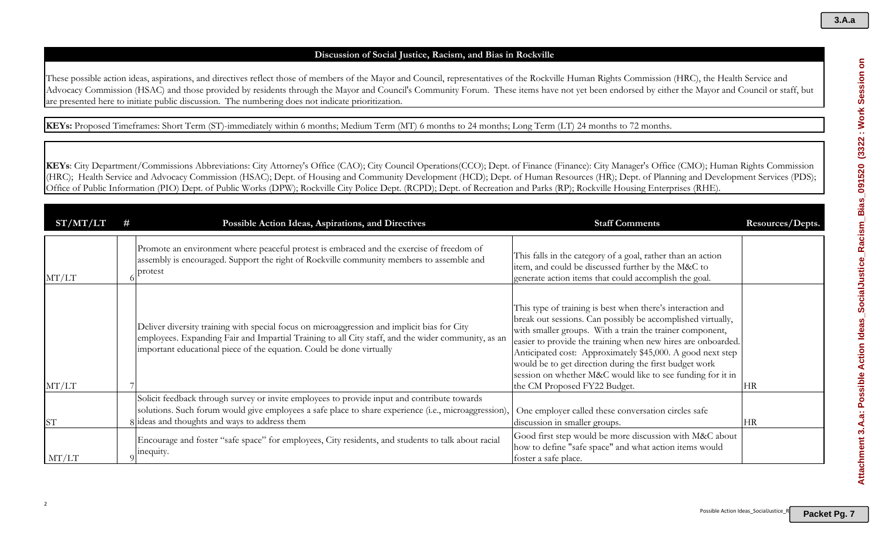## Discussion of Social Justice, Racism, and Bias in Rockville

These possible action ideas, aspirations, and directives reflect those of members of the Mayor and Council, representatives of the Rockville Human Rights Commission (HRC), the Health Service and Advocacy Commission (HSAC) and those provided by residents through the Mayor and Council's Community Forum. These items have not yet been endorsed by either the Mayor and Council or staff, but are presented here to initiate public discussion. The numbering does not indicate prioritization.

**KEYs:** Proposed Timeframes: Short Term (ST)-immediately within 6 months; Medium Term (MT) 6 months to 24 months; Long Term (LT) 24 months to 72 months.

**KEYs**: City Department/Commissions Abbreviations: City Attorney's Office (CAO); City Council Operations(CCO); Dept. of Finance (Finance): City Manager's Office (CMO); Human Rights Commission (HRC); Health Service and Advocacy Commission (HSAC); Dept. of Housing and Community Development (HCD); Dept. of Human Resources (HR); Dept. of Planning and Development Services (PDS); Office of Public Information (PIO) Dept. of Public Works (DPW); Rockville City Police Dept. (RCPD); Dept. of Recreation and Parks (RP); Rockville Housing Enterprises (RHE).

| ST/MT/LT | # | Possible Action Ideas, Aspirations, and Directives | Staff Comments | Resources/Depts. |
|---|---|---|---|---|
| MT/LT | 6 | Promote an environment where peaceful protest is embraced and the exercise of freedom of assembly is encouraged. Support the right of Rockville community members to assemble and protest | This falls in the category of a goal, rather than an action item, and could be discussed further by the M&C to generate action items that could accomplish the goal. | |
| MT/LT | 7 | Deliver diversity training with special focus on microaggression and implicit bias for City employees. Expanding Fair and Impartial Training to all City staff, and the wider community, as an important educational piece of the equation. Could be done virtually | This type of training is best when there's interaction and break out sessions. Can possibly be accomplished virtually, with smaller groups. With a train the trainer component, easier to provide the training when new hires are onboarded. Anticipated cost: Approximately $45,000. A good next step would be to get direction during the first budget work session on whether M&C would like to see funding for it in the CM Proposed FY22 Budget. | HR |
| ST | 8 | Solicit feedback through survey or invite employees to provide input and contribute towards solutions. Such forum would give employees a safe place to share experience (i.e., microaggression), ideas and thoughts and ways to address them | One employer called these conversation circles safe discussion in smaller groups. | HR |
| MT/LT | 9 | Encourage and foster "safe space" for employees, City residents, and students to talk about racial inequity. | Good first step would be more discussion with M&C about how to define "safe space" and what action items would foster a safe place. | |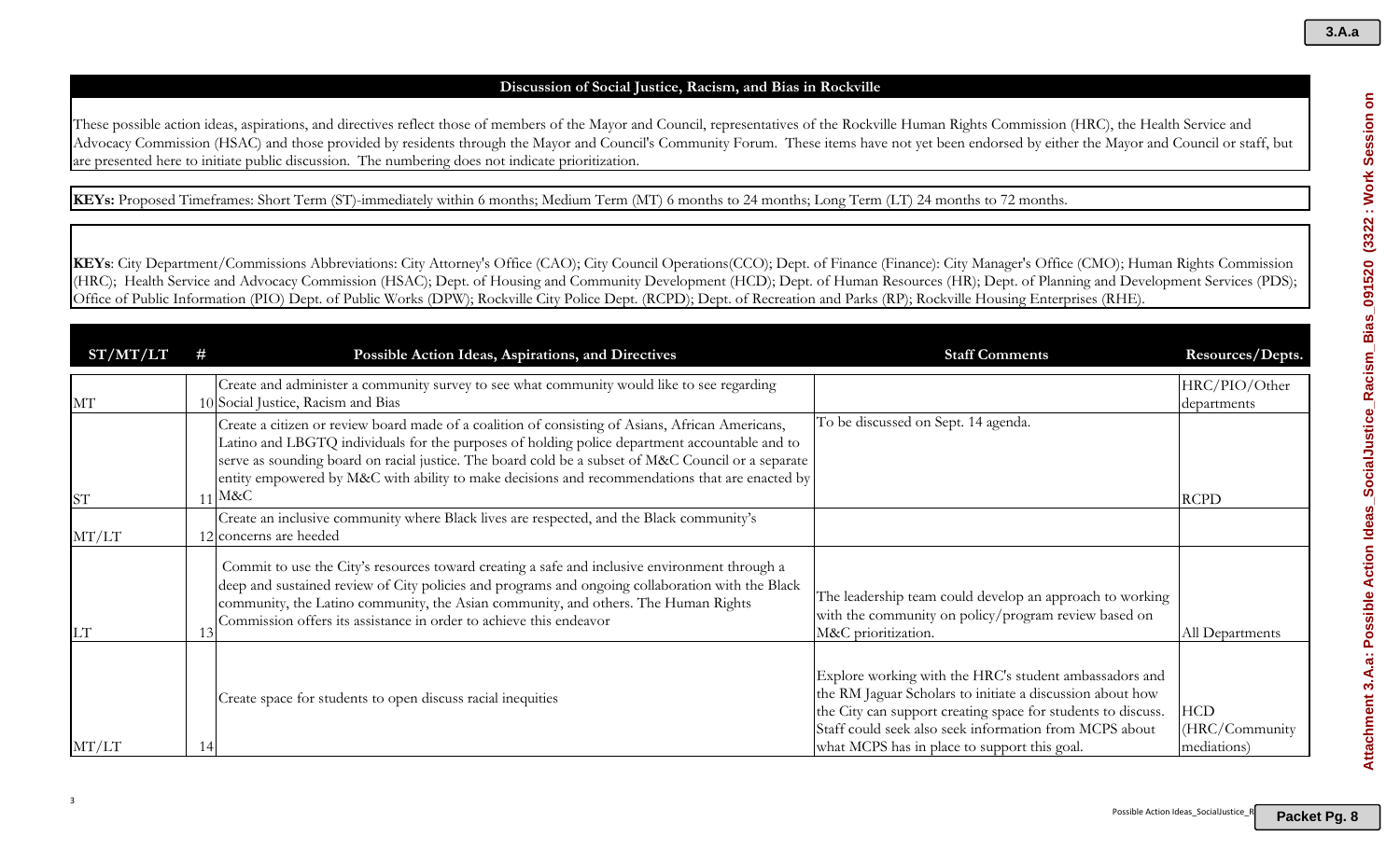## Discussion of Social Justice, Racism, and Bias in Rockville

These possible action ideas, aspirations, and directives reflect those of members of the Mayor and Council, representatives of the Rockville Human Rights Commission (HRC), the Health Service and Advocacy Commission (HSAC) and those provided by residents through the Mayor and Council's Community Forum. These items have not yet been endorsed by either the Mayor and Council or staff, but are presented here to initiate public discussion. The numbering does not indicate prioritization.

**KEYs:** Proposed Timeframes: Short Term (ST)-immediately within 6 months; Medium Term (MT) 6 months to 24 months; Long Term (LT) 24 months to 72 months.

**KEYs**: City Department/Commissions Abbreviations: City Attorney's Office (CAO); City Council Operations(CCO); Dept. of Finance (Finance): City Manager's Office (CMO); Human Rights Commission (HRC); Health Service and Advocacy Commission (HSAC); Dept. of Housing and Community Development (HCD); Dept. of Human Resources (HR); Dept. of Planning and Development Services (PDS); Office of Public Information (PIO) Dept. of Public Works (DPW); Rockville City Police Dept. (RCPD); Dept. of Recreation and Parks (RP); Rockville Housing Enterprises (RHE).

| ST/MT/LT | # | Possible Action Ideas, Aspirations, and Directives | Staff Comments | Resources/Depts. |
|---|---|---|---|---|
| MT | 10 | Create and administer a community survey to see what community would like to see regarding Social Justice, Racism and Bias | | HRC/PIO/Other departments |
| ST | 11 | Create a citizen or review board made of a coalition of consisting of Asians, African Americans, Latino and LBGTQ individuals for the purposes of holding police department accountable and to serve as sounding board on racial justice. The board cold be a subset of M&C Council or a separate entity empowered by M&C with ability to make decisions and recommendations that are enacted by M&C | To be discussed on Sept. 14 agenda. | RCPD |
| MT/LT | 12 | Create an inclusive community where Black lives are respected, and the Black community's concerns are heeded | | |
| LT | 13 | Commit to use the City's resources toward creating a safe and inclusive environment through a deep and sustained review of City policies and programs and ongoing collaboration with the Black community, the Latino community, the Asian community, and others. The Human Rights Commission offers its assistance in order to achieve this endeavor | The leadership team could develop an approach to working with the community on policy/program review based on M&C prioritization. | All Departments |
| MT/LT | 14 | Create space for students to open discuss racial inequities | Explore working with the HRC's student ambassadors and the RM Jaguar Scholars to initiate a discussion about how the City can support creating space for students to discuss. Staff could seek also seek information from MCPS about what MCPS has in place to support this goal. | HCD (HRC/Community mediations) |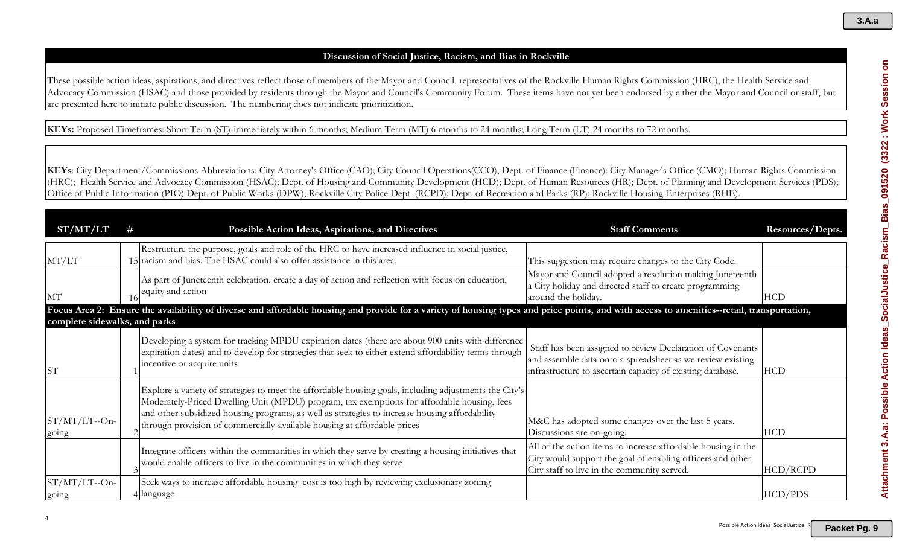## Discussion of Social Justice, Racism, and Bias in Rockville

These possible action ideas, aspirations, and directives reflect those of members of the Mayor and Council, representatives of the Rockville Human Rights Commission (HRC), the Health Service and Advocacy Commission (HSAC) and those provided by residents through the Mayor and Council's Community Forum. These items have not yet been endorsed by either the Mayor and Council or staff, but are presented here to initiate public discussion. The numbering does not indicate prioritization.

**KEYs:** Proposed Timeframes: Short Term (ST)-immediately within 6 months; Medium Term (MT) 6 months to 24 months; Long Term (LT) 24 months to 72 months.

**KEYs**: City Department/Commissions Abbreviations: City Attorney's Office (CAO); City Council Operations(CCO); Dept. of Finance (Finance): City Manager's Office (CMO); Human Rights Commission (HRC); Health Service and Advocacy Commission (HSAC); Dept. of Housing and Community Development (HCD); Dept. of Human Resources (HR); Dept. of Planning and Development Services (PDS); Office of Public Information (PIO) Dept. of Public Works (DPW); Rockville City Police Dept. (RCPD); Dept. of Recreation and Parks (RP); Rockville Housing Enterprises (RHE).

| ST/MT/LT | # | Possible Action Ideas, Aspirations, and Directives | Staff Comments | Resources/Depts. |
|---|---|---|---|---|
| MT/LT | 15 | Restructure the purpose, goals and role of the HRC to have increased influence in social justice, racism and bias. The HSAC could also offer assistance in this area. | This suggestion may require changes to the City Code. | |
| MT | 16 | As part of Juneteenth celebration, create a day of action and reflection with focus on education, equity and action | Mayor and Council adopted a resolution making Juneteenth a City holiday and directed staff to create programming around the holiday. | HCD |
| **Focus Area 2: Ensure the availability of diverse and affordable housing and provide for a variety of housing types and price points, and with access to amenities--retail, transportation, complete sidewalks, and parks** | | | | |
| ST | 1 | Developing a system for tracking MPDU expiration dates (there are about 900 units with difference expiration dates) and to develop for strategies that seek to either extend affordability terms through incentive or acquire units | Staff has been assigned to review Declaration of Covenants and assemble data onto a spreadsheet as we review existing infrastructure to ascertain capacity of existing database. | HCD |
| ST/MT/LT--On-going | 2 | Explore a variety of strategies to meet the affordable housing goals, including adjustments the City's Moderately-Priced Dwelling Unit (MPDU) program, tax exemptions for affordable housing, fees and other subsidized housing programs, as well as strategies to increase housing affordability through provision of commercially-available housing at affordable prices | M&C has adopted some changes over the last 5 years. Discussions are on-going. | HCD |
| | 3 | Integrate officers within the communities in which they serve by creating a housing initiatives that would enable officers to live in the communities in which they serve | All of the action items to increase affordable housing in the City would support the goal of enabling officers and other City staff to live in the community served. | HCD/RCPD |
| ST/MT/LT--On-going | 4 | Seek ways to increase affordable housing cost is too high by reviewing exclusionary zoning language | | HCD/PDS |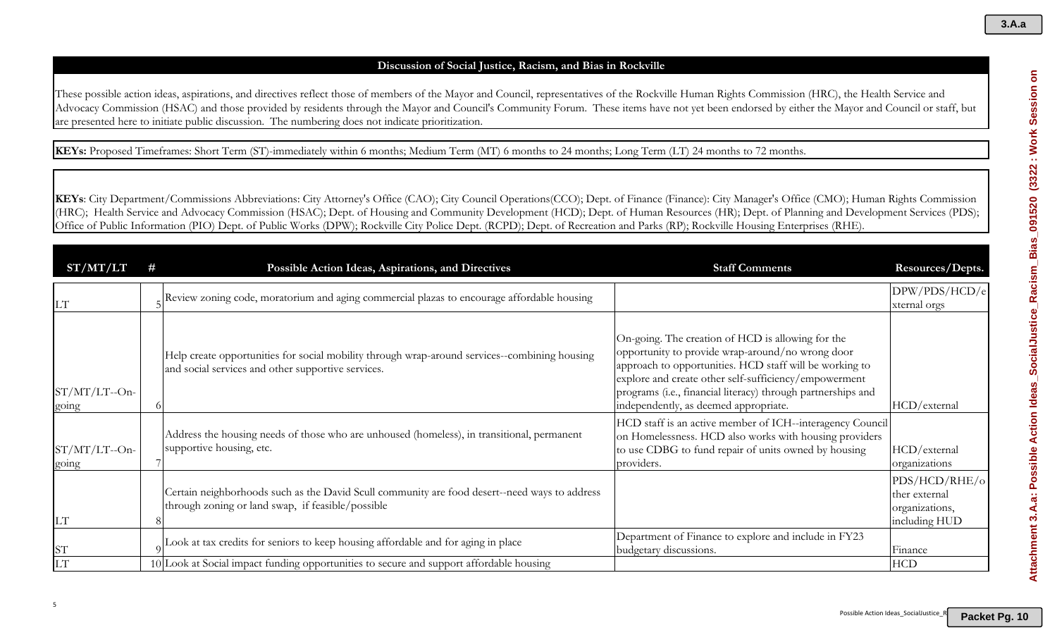**Discussion of Social Justice, Racism, and Bias in Rockville**

These possible action ideas, aspirations, and directives reflect those of members of the Mayor and Council, representatives of the Rockville Human Rights Commission (HRC), the Health Service and Advocacy Commission (HSAC) and those provided by residents through the Mayor and Council's Community Forum. These items have not yet been endorsed by either the Mayor and Council or staff, but are presented here to initiate public discussion. The numbering does not indicate prioritization.

**KEYs:** Proposed Timeframes: Short Term (ST)-immediately within 6 months; Medium Term (MT) 6 months to 24 months; Long Term (LT) 24 months to 72 months.

**KEYs**: City Department/Commissions Abbreviations: City Attorney's Office (CAO); City Council Operations(CCO); Dept. of Finance (Finance): City Manager's Office (CMO); Human Rights Commission (HRC); Health Service and Advocacy Commission (HSAC); Dept. of Housing and Community Development (HCD); Dept. of Human Resources (HR); Dept. of Planning and Development Services (PDS); Office of Public Information (PIO) Dept. of Public Works (DPW); Rockville City Police Dept. (RCPD); Dept. of Recreation and Parks (RP); Rockville Housing Enterprises (RHE).

| ST/MT/LT | # | Possible Action Ideas, Aspirations, and Directives | Staff Comments | Resources/Depts. |
|---|---|---|---|---|
| LT | 5 | Review zoning code, moratorium and aging commercial plazas to encourage affordable housing | | DPW/PDS/HCD/external orgs |
| ST/MT/LT--On-going | 6 | Help create opportunities for social mobility through wrap-around services--combining housing and social services and other supportive services. | On-going. The creation of HCD is allowing for the opportunity to provide wrap-around/no wrong door approach to opportunities. HCD staff will be working to explore and create other self-sufficiency/empowerment programs (i.e., financial literacy) through partnerships and independently, as deemed appropriate. | HCD/external |
| ST/MT/LT--On-going | 7 | Address the housing needs of those who are unhoused (homeless), in transitional, permanent supportive housing, etc. | HCD staff is an active member of ICH--interagency Council on Homelessness. HCD also works with housing providers to use CDBG to fund repair of units owned by housing providers. | HCD/external organizations |
| LT | 8 | Certain neighborhoods such as the David Scull community are food desert--need ways to address through zoning or land swap, if feasible/possible | | PDS/HCD/RHE/other external organizations, including HUD |
| ST | 9 | Look at tax credits for seniors to keep housing affordable and for aging in place | Department of Finance to explore and include in FY23 budgetary discussions. | Finance |
| LT | 10 | Look at Social impact funding opportunities to secure and support affordable housing | | HCD |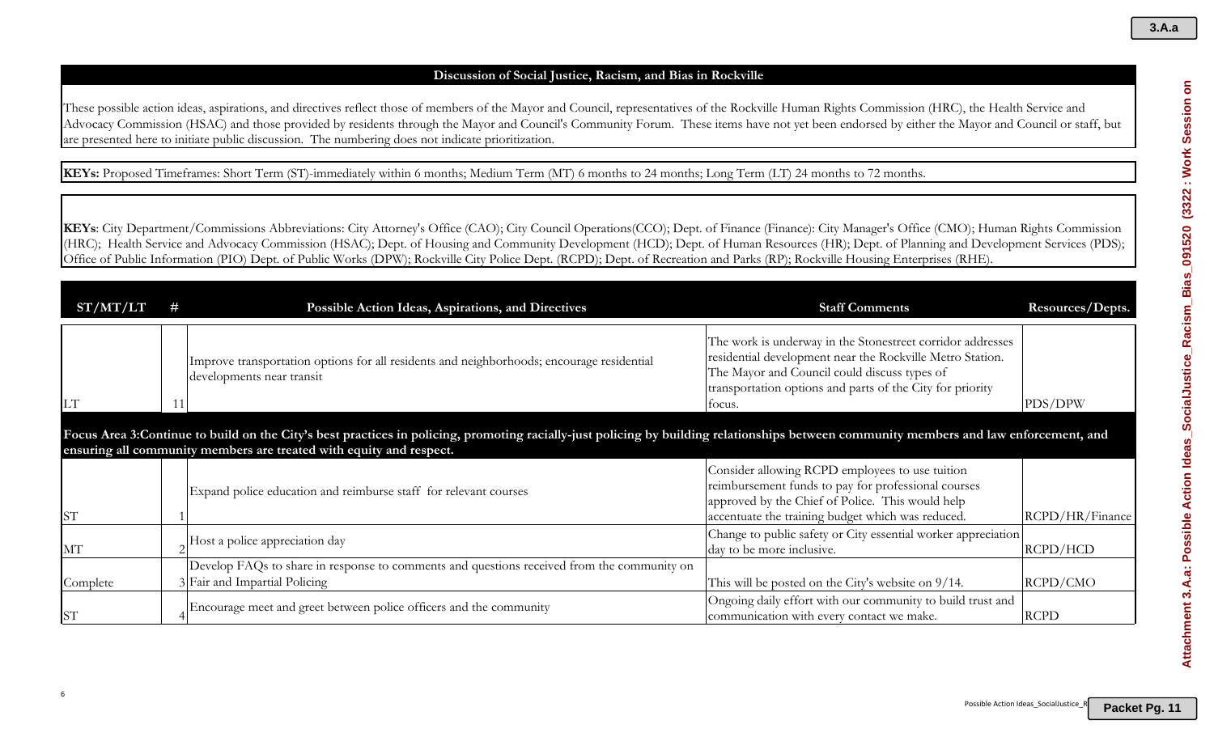## Discussion of Social Justice, Racism, and Bias in Rockville

These possible action ideas, aspirations, and directives reflect those of members of the Mayor and Council, representatives of the Rockville Human Rights Commission (HRC), the Health Service and Advocacy Commission (HSAC) and those provided by residents through the Mayor and Council's Community Forum. These items have not yet been endorsed by either the Mayor and Council or staff, but are presented here to initiate public discussion. The numbering does not indicate prioritization.

**KEYs:** Proposed Timeframes: Short Term (ST)-immediately within 6 months; Medium Term (MT) 6 months to 24 months; Long Term (LT) 24 months to 72 months.

**KEYs**: City Department/Commissions Abbreviations: City Attorney's Office (CAO); City Council Operations(CCO); Dept. of Finance (Finance): City Manager's Office (CMO); Human Rights Commission (HRC); Health Service and Advocacy Commission (HSAC); Dept. of Housing and Community Development (HCD); Dept. of Human Resources (HR); Dept. of Planning and Development Services (PDS); Office of Public Information (PIO) Dept. of Public Works (DPW); Rockville City Police Dept. (RCPD); Dept. of Recreation and Parks (RP); Rockville Housing Enterprises (RHE).

| ST/MT/LT | # | Possible Action Ideas, Aspirations, and Directives | Staff Comments | Resources/Depts. |
|---|---|---|---|---|
| LT | 11 | Improve transportation options for all residents and neighborhoods; encourage residential developments near transit | The work is underway in the Stonestreet corridor addresses residential development near the Rockville Metro Station. The Mayor and Council could discuss types of transportation options and parts of the City for priority focus. | PDS/DPW |
| **Focus Area 3:Continue to build on the City's best practices in policing, promoting racially-just policing by building relationships between community members and law enforcement, and ensuring all community members are treated with equity and respect.** | | | | |
| ST | 1 | Expand police education and reimburse staff for relevant courses | Consider allowing RCPD employees to use tuition reimbursement funds to pay for professional courses approved by the Chief of Police. This would help accentuate the training budget which was reduced. | RCPD/HR/Finance |
| MT | 2 | Host a police appreciation day | Change to public safety or City essential worker appreciation day to be more inclusive. | RCPD/HCD |
| Complete | 3 | Develop FAQs to share in response to comments and questions received from the community on Fair and Impartial Policing | This will be posted on the City's website on 9/14. | RCPD/CMO |
| ST | 4 | Encourage meet and greet between police officers and the community | Ongoing daily effort with our community to build trust and communication with every contact we make. | RCPD |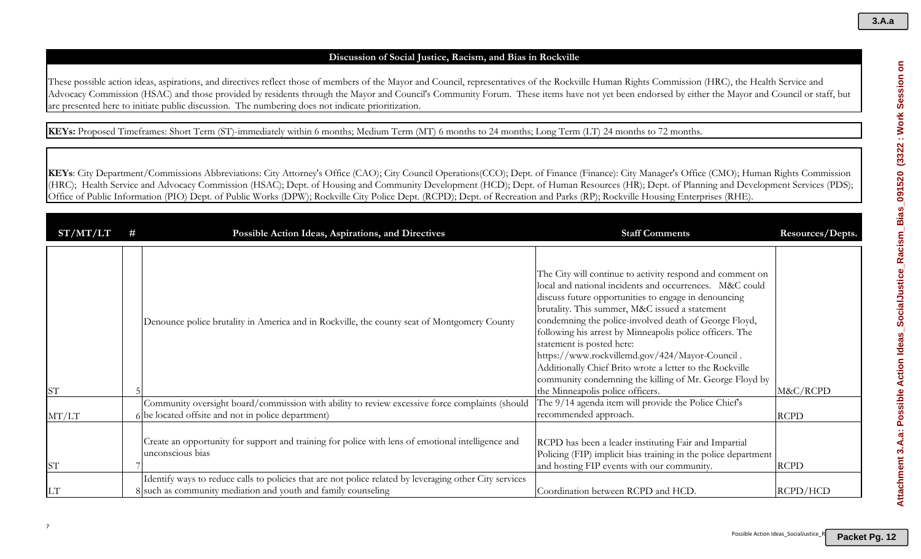## Discussion of Social Justice, Racism, and Bias in Rockville

These possible action ideas, aspirations, and directives reflect those of members of the Mayor and Council, representatives of the Rockville Human Rights Commission (HRC), the Health Service and Advocacy Commission (HSAC) and those provided by residents through the Mayor and Council's Community Forum. These items have not yet been endorsed by either the Mayor and Council or staff, but are presented here to initiate public discussion. The numbering does not indicate prioritization.

**KEYs:** Proposed Timeframes: Short Term (ST)-immediately within 6 months; Medium Term (MT) 6 months to 24 months; Long Term (LT) 24 months to 72 months.

**KEYs**: City Department/Commissions Abbreviations: City Attorney's Office (CAO); City Council Operations(CCO); Dept. of Finance (Finance): City Manager's Office (CMO); Human Rights Commission (HRC); Health Service and Advocacy Commission (HSAC); Dept. of Housing and Community Development (HCD); Dept. of Human Resources (HR); Dept. of Planning and Development Services (PDS); Office of Public Information (PIO) Dept. of Public Works (DPW); Rockville City Police Dept. (RCPD); Dept. of Recreation and Parks (RP); Rockville Housing Enterprises (RHE).

| ST/MT/LT | # | Possible Action Ideas, Aspirations, and Directives | Staff Comments | Resources/Depts. |
|---|---|---|---|---|
| ST | 5 | Denounce police brutality in America and in Rockville, the county seat of Montgomery County | The City will continue to activity respond and comment on local and national incidents and occurrences. M&C could discuss future opportunities to engage in denouncing brutality. This summer, M&C issued a statement condemning the police-involved death of George Floyd, following his arrest by Minneapolis police officers. The statement is posted here: https://www.rockvillemd.gov/424/Mayor-Council . Additionally Chief Brito wrote a letter to the Rockville community condemning the killing of Mr. George Floyd by the Minneapolis police officers. | M&C/RCPD |
| MT/LT | 6 | Community oversight board/commission with ability to review excessive force complaints (should be located offsite and not in police department) | The 9/14 agenda item will provide the Police Chief's recommended approach. | RCPD |
| ST | 7 | Create an opportunity for support and training for police with lens of emotional intelligence and unconscious bias | RCPD has been a leader instituting Fair and Impartial Policing (FIP) implicit bias training in the police department and hosting FIP events with our community. | RCPD |
| LT | 8 | Identify ways to reduce calls to policies that are not police related by leveraging other City services such as community mediation and youth and family counseling | Coordination between RCPD and HCD. | RCPD/HCD |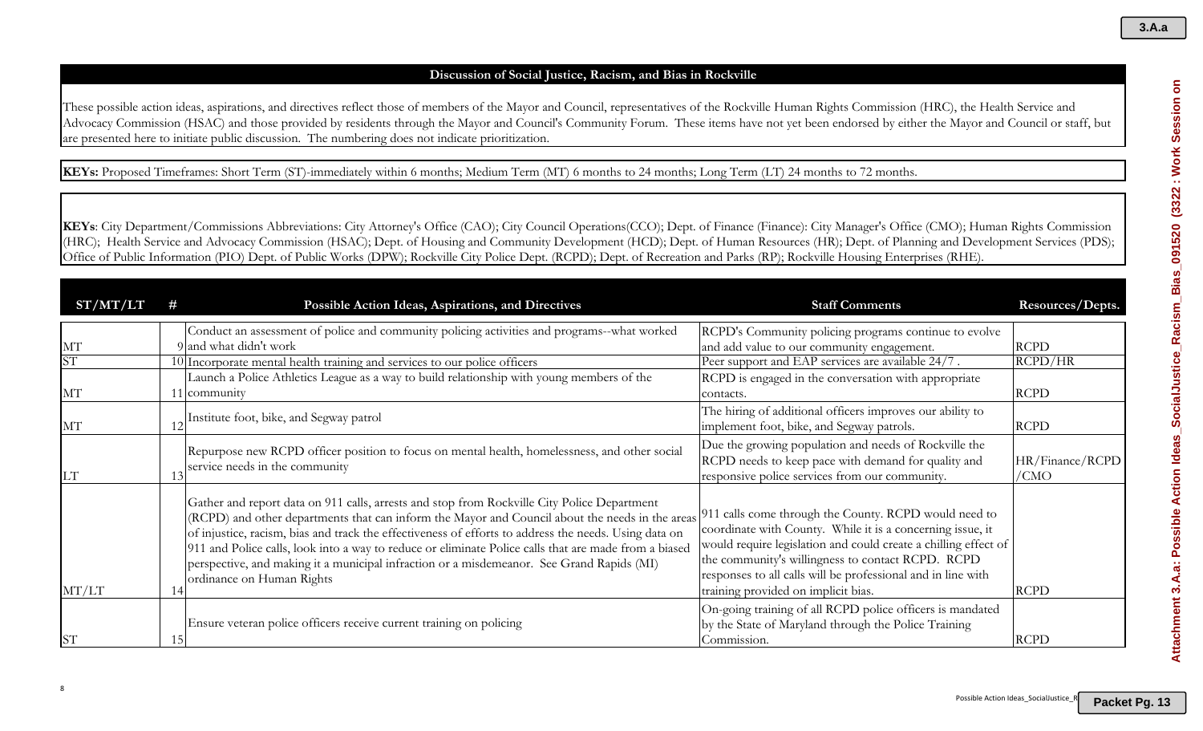## Discussion of Social Justice, Racism, and Bias in Rockville

These possible action ideas, aspirations, and directives reflect those of members of the Mayor and Council, representatives of the Rockville Human Rights Commission (HRC), the Health Service and Advocacy Commission (HSAC) and those provided by residents through the Mayor and Council's Community Forum. These items have not yet been endorsed by either the Mayor and Council or staff, but are presented here to initiate public discussion. The numbering does not indicate prioritization.

**KEYs:** Proposed Timeframes: Short Term (ST)-immediately within 6 months; Medium Term (MT) 6 months to 24 months; Long Term (LT) 24 months to 72 months.

**KEYs**: City Department/Commissions Abbreviations: City Attorney's Office (CAO); City Council Operations(CCO); Dept. of Finance (Finance): City Manager's Office (CMO); Human Rights Commission (HRC); Health Service and Advocacy Commission (HSAC); Dept. of Housing and Community Development (HCD); Dept. of Human Resources (HR); Dept. of Planning and Development Services (PDS); Office of Public Information (PIO) Dept. of Public Works (DPW); Rockville City Police Dept. (RCPD); Dept. of Recreation and Parks (RP); Rockville Housing Enterprises (RHE).

| ST/MT/LT | # | Possible Action Ideas, Aspirations, and Directives | Staff Comments | Resources/Depts. |
|---|---|---|---|---|
| MT | 9 | Conduct an assessment of police and community policing activities and programs--what worked and what didn't work | RCPD's Community policing programs continue to evolve and add value to our community engagement. | RCPD |
| ST | 10 | Incorporate mental health training and services to our police officers | Peer support and EAP services are available 24/7 . | RCPD/HR |
| MT | 11 | Launch a Police Athletics League as a way to build relationship with young members of the community | RCPD is engaged in the conversation with appropriate contacts. | RCPD |
| MT | 12 | Institute foot, bike, and Segway patrol | The hiring of additional officers improves our ability to implement foot, bike, and Segway patrols. | RCPD |
| LT | 13 | Repurpose new RCPD officer position to focus on mental health, homelessness, and other social service needs in the community | Due the growing population and needs of Rockville the RCPD needs to keep pace with demand for quality and responsive police services from our community. | HR/Finance/RCPD/CMO |
| MT/LT | 14 | Gather and report data on 911 calls, arrests and stop from Rockville City Police Department (RCPD) and other departments that can inform the Mayor and Council about the needs in the areas of injustice, racism, bias and track the effectiveness of efforts to address the needs. Using data on 911 and Police calls, look into a way to reduce or eliminate Police calls that are made from a biased perspective, and making it a municipal infraction or a misdemeanor. See Grand Rapids (MI) ordinance on Human Rights | 911 calls come through the County. RCPD would need to coordinate with County. While it is a concerning issue, it would require legislation and could create a chilling effect of the community's willingness to contact RCPD. RCPD responses to all calls will be professional and in line with training provided on implicit bias. | RCPD |
| ST | 15 | Ensure veteran police officers receive current training on policing | On-going training of all RCPD police officers is mandated by the State of Maryland through the Police Training Commission. | RCPD |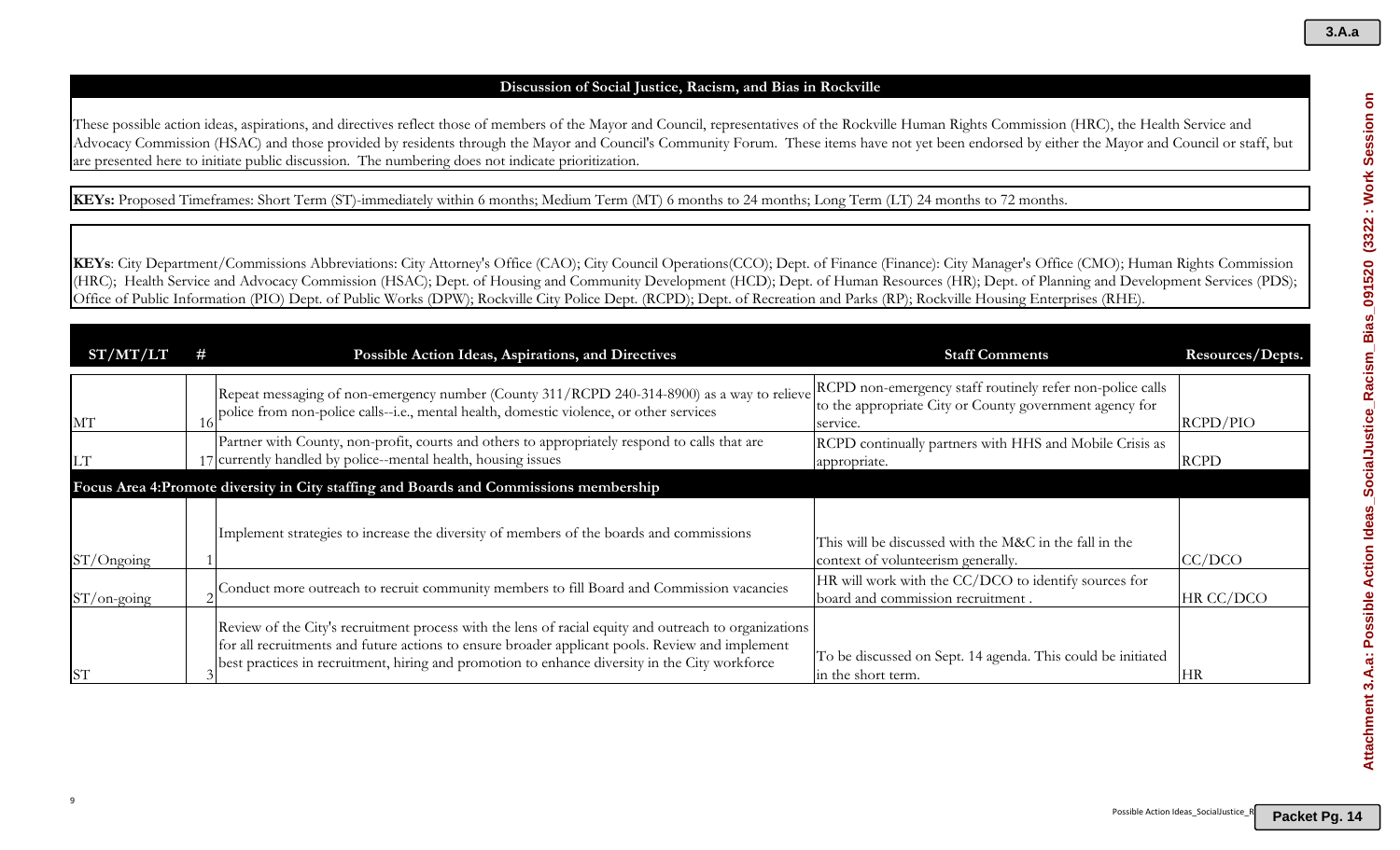**Discussion of Social Justice, Racism, and Bias in Rockville**

These possible action ideas, aspirations, and directives reflect those of members of the Mayor and Council, representatives of the Rockville Human Rights Commission (HRC), the Health Service and Advocacy Commission (HSAC) and those provided by residents through the Mayor and Council's Community Forum. These items have not yet been endorsed by either the Mayor and Council or staff, but are presented here to initiate public discussion. The numbering does not indicate prioritization.

**KEYs:** Proposed Timeframes: Short Term (ST)-immediately within 6 months; Medium Term (MT) 6 months to 24 months; Long Term (LT) 24 months to 72 months.

**KEYs**: City Department/Commissions Abbreviations: City Attorney's Office (CAO); City Council Operations(CCO); Dept. of Finance (Finance): City Manager's Office (CMO); Human Rights Commission (HRC); Health Service and Advocacy Commission (HSAC); Dept. of Housing and Community Development (HCD); Dept. of Human Resources (HR); Dept. of Planning and Development Services (PDS); Office of Public Information (PIO) Dept. of Public Works (DPW); Rockville City Police Dept. (RCPD); Dept. of Recreation and Parks (RP); Rockville Housing Enterprises (RHE).

| ST/MT/LT | # | Possible Action Ideas, Aspirations, and Directives | Staff Comments | Resources/Depts. |
|---|---|---|---|---|
| MT | 16 | Repeat messaging of non-emergency number (County 311/RCPD 240-314-8900) as a way to relieve police from non-police calls--i.e., mental health, domestic violence, or other services | RCPD non-emergency staff routinely refer non-police calls to the appropriate City or County government agency for service. | RCPD/PIO |
| LT | 17 | Partner with County, non-profit, courts and others to appropriately respond to calls that are currently handled by police--mental health, housing issues | RCPD continually partners with HHS and Mobile Crisis as appropriate. | RCPD |
| **Focus Area 4:Promote diversity in City staffing and Boards and Commissions membership** | | | | |
| ST/Ongoing | 1 | Implement strategies to increase the diversity of members of the boards and commissions | This will be discussed with the M&C in the fall in the context of volunteerism generally. | CC/DCO |
| ST/on-going | 2 | Conduct more outreach to recruit community members to fill Board and Commission vacancies | HR will work with the CC/DCO to identify sources for board and commission recruitment . | HR CC/DCO |
| ST | 3 | Review of the City's recruitment process with the lens of racial equity and outreach to organizations for all recruitments and future actions to ensure broader applicant pools. Review and implement best practices in recruitment, hiring and promotion to enhance diversity in the City workforce | To be discussed on Sept. 14 agenda. This could be initiated in the short term. | HR |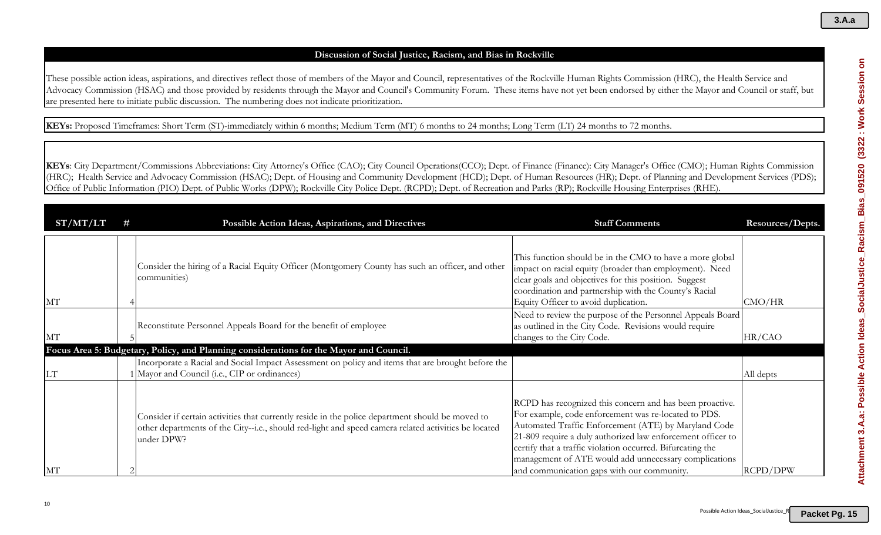# Discussion of Social Justice, Racism, and Bias in Rockville

These possible action ideas, aspirations, and directives reflect those of members of the Mayor and Council, representatives of the Rockville Human Rights Commission (HRC), the Health Service and Advocacy Commission (HSAC) and those provided by residents through the Mayor and Council's Community Forum. These items have not yet been endorsed by either the Mayor and Council or staff, but are presented here to initiate public discussion. The numbering does not indicate prioritization.

**KEYs:** Proposed Timeframes: Short Term (ST)-immediately within 6 months; Medium Term (MT) 6 months to 24 months; Long Term (LT) 24 months to 72 months.

**KEYs**: City Department/Commissions Abbreviations: City Attorney's Office (CAO); City Council Operations(CCO); Dept. of Finance (Finance): City Manager's Office (CMO); Human Rights Commission (HRC); Health Service and Advocacy Commission (HSAC); Dept. of Housing and Community Development (HCD); Dept. of Human Resources (HR); Dept. of Planning and Development Services (PDS); Office of Public Information (PIO) Dept. of Public Works (DPW); Rockville City Police Dept. (RCPD); Dept. of Recreation and Parks (RP); Rockville Housing Enterprises (RHE).

| ST/MT/LT | # | Possible Action Ideas, Aspirations, and Directives | Staff Comments | Resources/Depts. |
|---|---|---|---|---|
| MT | 4 | Consider the hiring of a Racial Equity Officer (Montgomery County has such an officer, and other communities) | This function should be in the CMO to have a more global impact on racial equity (broader than employment). Need clear goals and objectives for this position. Suggest coordination and partnership with the County's Racial Equity Officer to avoid duplication. | CMO/HR |
| MT | 5 | Reconstitute Personnel Appeals Board for the benefit of employee | Need to review the purpose of the Personnel Appeals Board as outlined in the City Code. Revisions would require changes to the City Code. | HR/CAO |
| **Focus Area 5: Budgetary, Policy, and Planning considerations for the Mayor and Council.** | | | | |
| LT | 1 | Incorporate a Racial and Social Impact Assessment on policy and items that are brought before the Mayor and Council (i.e., CIP or ordinances) | | All depts |
| MT | 2 | Consider if certain activities that currently reside in the police department should be moved to other departments of the City--i.e., should red-light and speed camera related activities be located under DPW? | RCPD has recognized this concern and has been proactive. For example, code enforcement was re-located to PDS. Automated Traffic Enforcement (ATE) by Maryland Code 21-809 require a duly authorized law enforcement officer to certify that a traffic violation occurred. Bifurcating the management of ATE would add unnecessary complications and communication gaps with our community. | RCPD/DPW |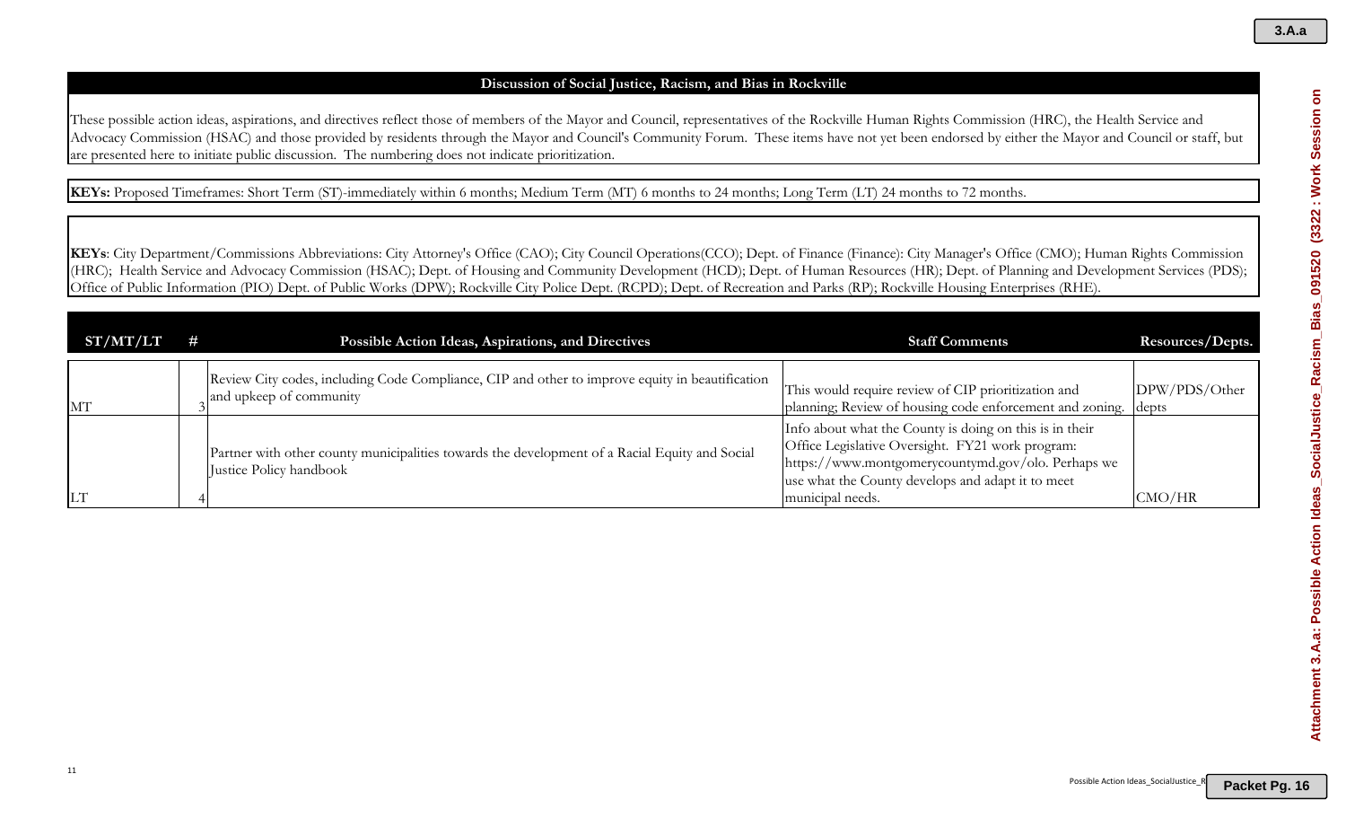## Discussion of Social Justice, Racism, and Bias in Rockville

These possible action ideas, aspirations, and directives reflect those of members of the Mayor and Council, representatives of the Rockville Human Rights Commission (HRC), the Health Service and Advocacy Commission (HSAC) and those provided by residents through the Mayor and Council's Community Forum. These items have not yet been endorsed by either the Mayor and Council or staff, but are presented here to initiate public discussion. The numbering does not indicate prioritization.

**KEYs:** Proposed Timeframes: Short Term (ST)-immediately within 6 months; Medium Term (MT) 6 months to 24 months; Long Term (LT) 24 months to 72 months.

**KEYs**: City Department/Commissions Abbreviations: City Attorney's Office (CAO); City Council Operations(CCO); Dept. of Finance (Finance): City Manager's Office (CMO); Human Rights Commission (HRC); Health Service and Advocacy Commission (HSAC); Dept. of Housing and Community Development (HCD); Dept. of Human Resources (HR); Dept. of Planning and Development Services (PDS); Office of Public Information (PIO) Dept. of Public Works (DPW); Rockville City Police Dept. (RCPD); Dept. of Recreation and Parks (RP); Rockville Housing Enterprises (RHE).

| ST/MT/LT | # | Possible Action Ideas, Aspirations, and Directives | Staff Comments | Resources/Depts. |
|---|---|---|---|---|
| MT | 3 | Review City codes, including Code Compliance, CIP and other to improve equity in beautification and upkeep of community | This would require review of CIP prioritization and planning; Review of housing code enforcement and zoning. | DPW/PDS/Other depts |
| LT | 4 | Partner with other county municipalities towards the development of a Racial Equity and Social Justice Policy handbook | Info about what the County is doing on this is in their Office Legislative Oversight. FY21 work program: https://www.montgomerycountymd.gov/olo. Perhaps we use what the County develops and adapt it to meet municipal needs. | CMO/HR |